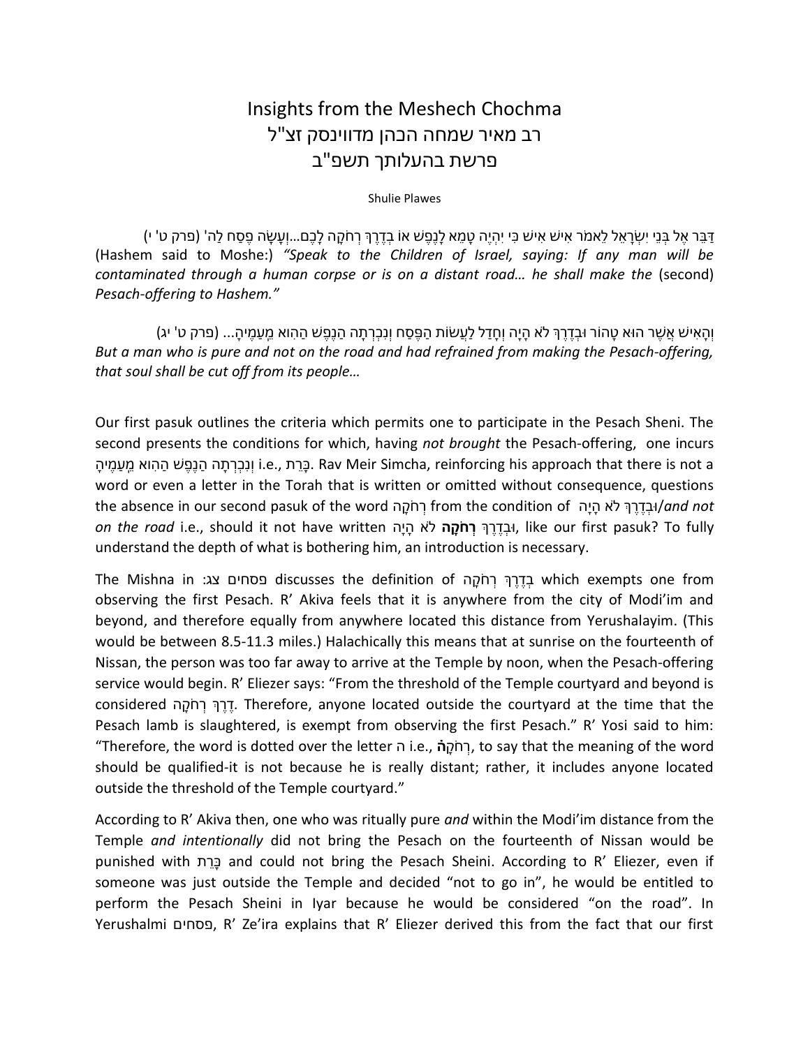# Insights from the Meshech Chochma
# רב מאיר שמחה הכהן מדווינסק זצ"ל
# פרשת בהעלותך תשפ"ב

Shulie Plawes

דַּבֵּר אֶל בְּנֵי יִשְׂרָאֵל לֵאמֹר אִישׁ אִישׁ כִּי יִהְיֶה טָמֵא לָנֶפֶשׁ אוֹ בְדֶרֶךְ רְחֹקָה לָכֶם...וְעָשָׂה פֶסַח לַה' (פרק ט' י) (Hashem said to Moshe:) *"Speak to the Children of Israel, saying: If any man will be contaminated through a human corpse or is on a distant road… he shall make the* (second) *Pesach-offering to Hashem."*

וְהָאִישׁ אֲשֶׁר הוּא טָהוֹר וּבְדֶרֶךְ לֹא הָיָה וְחָדַל לַעֲשׂוֹת הַפֶּסַח וְנִכְרְתָה הַנֶּפֶשׁ הַהִוא מֵעַמֶּיהָ... (פרק ט' יג) *But a man who is pure and not on the road and had refrained from making the Pesach-offering, that soul shall be cut off from its people…*

Our first pasuk outlines the criteria which permits one to participate in the Pesach Sheni. The second presents the conditions for which, having *not brought* the Pesach-offering, one incurs וְנִכְרְתָה הַנֶּפֶשׁ הַהִוא מֵעַמֶּיהָ i.e., כָּרֵת. Rav Meir Simcha, reinforcing his approach that there is not a word or even a letter in the Torah that is written or omitted without consequence, questions the absence in our second pasuk of the word רְחֹקָה from the condition of וּבְדֶרֶךְ לֹא הָיָה/*and not on the road* i.e., should it not have written וּבְדֶרֶךְ **רְחֹקָה** לֹא הָיָה, like our first pasuk? To fully understand the depth of what is bothering him, an introduction is necessary.

The Mishna in פסחים צג: discusses the definition of בְּדֶרֶךְ רְחֹקָה which exempts one from observing the first Pesach. R' Akiva feels that it is anywhere from the city of Modi'im and beyond, and therefore equally from anywhere located this distance from Yerushalayim. (This would be between 8.5-11.3 miles.) Halachically this means that at sunrise on the fourteenth of Nissan, the person was too far away to arrive at the Temple by noon, when the Pesach-offering service would begin. R' Eliezer says: "From the threshold of the Temple courtyard and beyond is considered דֶּרֶךְ רְחֹקָה. Therefore, anyone located outside the courtyard at the time that the Pesach lamb is slaughtered, is exempt from observing the first Pesach." R' Yosi said to him: "Therefore, the word is dotted over the letter ה i.e., **רְחֹקָה**, to say that the meaning of the word should be qualified-it is not because he is really distant; rather, it includes anyone located outside the threshold of the Temple courtyard."

According to R' Akiva then, one who was ritually pure *and* within the Modi'im distance from the Temple *and intentionally* did not bring the Pesach on the fourteenth of Nissan would be punished with כָּרֵת and could not bring the Pesach Sheini. According to R' Eliezer, even if someone was just outside the Temple and decided "not to go in", he would be entitled to perform the Pesach Sheini in Iyar because he would be considered "on the road". In Yerushalmi פסחים, R' Ze'ira explains that R' Eliezer derived this from the fact that our first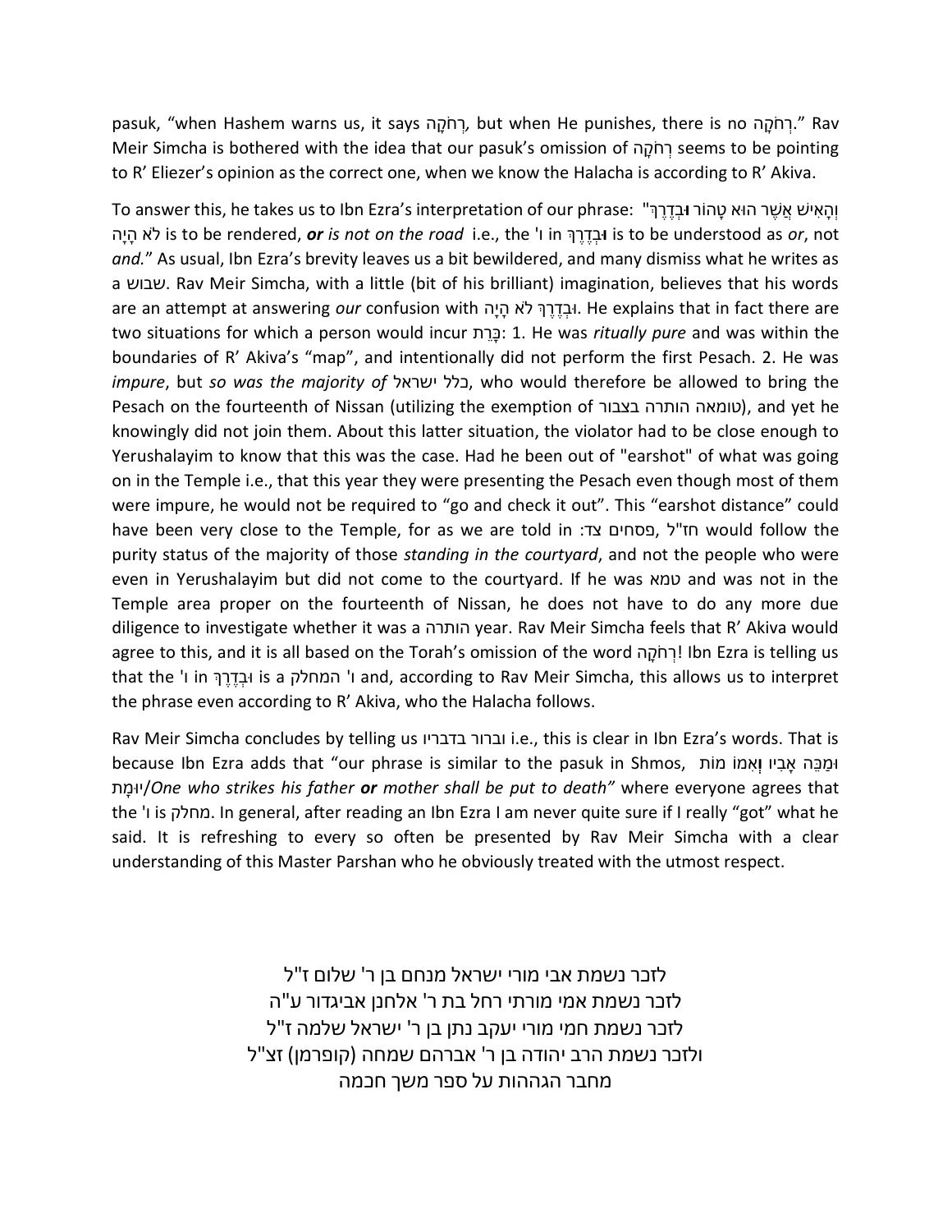pasuk, "when Hashem warns us, it says רְחֹקָה, but when He punishes, there is no רְחֹקָה." Rav Meir Simcha is bothered with the idea that our pasuk's omission of רְחֹקָה seems to be pointing to R' Eliezer's opinion as the correct one, when we know the Halacha is according to R' Akiva.

To answer this, he takes us to Ibn Ezra's interpretation of our phrase: "וְהָאִישׁ אֲשֶׁר הוּא טָהוֹר **וּ**בְדֶרֶךְ לֹא הָיָה is to be rendered, ***or** is not on the road* i.e., the 'ו in **וּ**בְדֶרֶךְ is to be understood as *or*, not *and*." As usual, Ibn Ezra's brevity leaves us a bit bewildered, and many dismiss what he writes as a שבוש. Rav Meir Simcha, with a little (bit of his brilliant) imagination, believes that his words are an attempt at answering *our* confusion with וּבְדֶרֶךְ לֹא הָיָה. He explains that in fact there are two situations for which a person would incur כָּרֵת: 1. He was *ritually pure* and was within the boundaries of R' Akiva's "map", and intentionally did not perform the first Pesach. 2. He was *impure*, but *so was the majority of* כלל ישראל, who would therefore be allowed to bring the Pesach on the fourteenth of Nissan (utilizing the exemption of טומאה הותרה בצבור), and yet he knowingly did not join them. About this latter situation, the violator had to be close enough to Yerushalayim to know that this was the case. Had he been out of "earshot" of what was going on in the Temple i.e., that this year they were presenting the Pesach even though most of them were impure, he would not be required to "go and check it out". This "earshot distance" could have been very close to the Temple, for as we are told in פסחים צד:, חז"ל would follow the purity status of the majority of those *standing in the courtyard*, and not the people who were even in Yerushalayim but did not come to the courtyard. If he was טמא and was not in the Temple area proper on the fourteenth of Nissan, he does not have to do any more due diligence to investigate whether it was a הותרה year. Rav Meir Simcha feels that R' Akiva would agree to this, and it is all based on the Torah's omission of the word רְחֹקָה! Ibn Ezra is telling us that the 'ו in וּבְדֶרֶךְ is a 'ו המחלק and, according to Rav Meir Simcha, this allows us to interpret the phrase even according to R' Akiva, who the Halacha follows.

Rav Meir Simcha concludes by telling us וברור בדבריו i.e., this is clear in Ibn Ezra's words. That is because Ibn Ezra adds that "our phrase is similar to the pasuk in Shmos, וּמַכֵּה אָבִיו **וְ**אִמּוֹ מוֹת יוּמָת/*One who strikes his father **or** mother shall be put to death"* where everyone agrees that the 'ו is מחלק. In general, after reading an Ibn Ezra I am never quite sure if I really "got" what he said. It is refreshing to every so often be presented by Rav Meir Simcha with a clear understanding of this Master Parshan who he obviously treated with the utmost respect.

לזכר נשמת אבי מורי ישראל מנחם בן ר' שלום ז"ל
לזכר נשמת אמי מורתי רחל בת ר' אלחנן אביגדור ע"ה
לזכר נשמת חמי מורי יעקב נתן בן ר' ישראל שלמה ז"ל
ולזכר נשמת הרב יהודה בן ר' אברהם שמחה (קופרמן) זצ"ל
מחבר הגההות על ספר משך חכמה